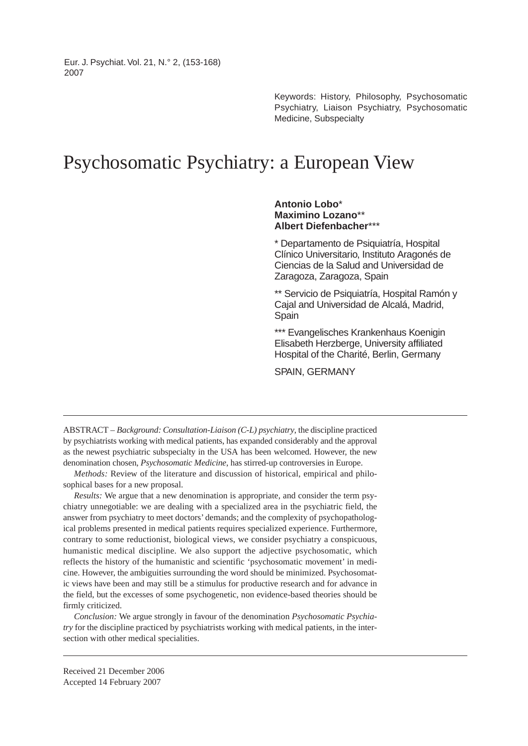Keywords: History, Philosophy, Psychosomatic Psychiatry, Liaison Psychiatry, Psychosomatic Medicine, Subspecialty

# Psychosomatic Psychiatry: a European View

**Antonio Lobo***
**Maximino Lozano****
**Albert Diefenbacher*****

\* Departamento de Psiquiatría, Hospital Clínico Universitario, Instituto Aragonés de Ciencias de la Salud and Universidad de Zaragoza, Zaragoza, Spain

\*\* Servicio de Psiquiatría, Hospital Ramón y Cajal and Universidad de Alcalá, Madrid, Spain

\*\*\* Evangelisches Krankenhaus Koenigin Elisabeth Herzberge, University affiliated Hospital of the Charité, Berlin, Germany

SPAIN, GERMANY

---

ABSTRACT – *Background: Consultation-Liaison (C-L) psychiatry*, the discipline practiced by psychiatrists working with medical patients, has expanded considerably and the approval as the newest psychiatric subspecialty in the USA has been welcomed. However, the new denomination chosen, *Psychosomatic Medicine*, has stirred-up controversies in Europe.

*Methods:* Review of the literature and discussion of historical, empirical and philosophical bases for a new proposal.

*Results:* We argue that a new denomination is appropriate, and consider the term psychiatry unnegotiable: we are dealing with a specialized area in the psychiatric field, the answer from psychiatry to meet doctors' demands; and the complexity of psychopathological problems presented in medical patients requires specialized experience. Furthermore, contrary to some reductionist, biological views, we consider psychiatry a conspicuous, humanistic medical discipline. We also support the adjective psychosomatic, which reflects the history of the humanistic and scientific 'psychosomatic movement' in medicine. However, the ambiguities surrounding the word should be minimized. Psychosomatic views have been and may still be a stimulus for productive research and for advance in the field, but the excesses of some psychogenetic, non evidence-based theories should be firmly criticized.

*Conclusion:* We argue strongly in favour of the denomination *Psychosomatic Psychiatry* for the discipline practiced by psychiatrists working with medical patients, in the intersection with other medical specialities.

---

Received 21 December 2006
Accepted 14 February 2007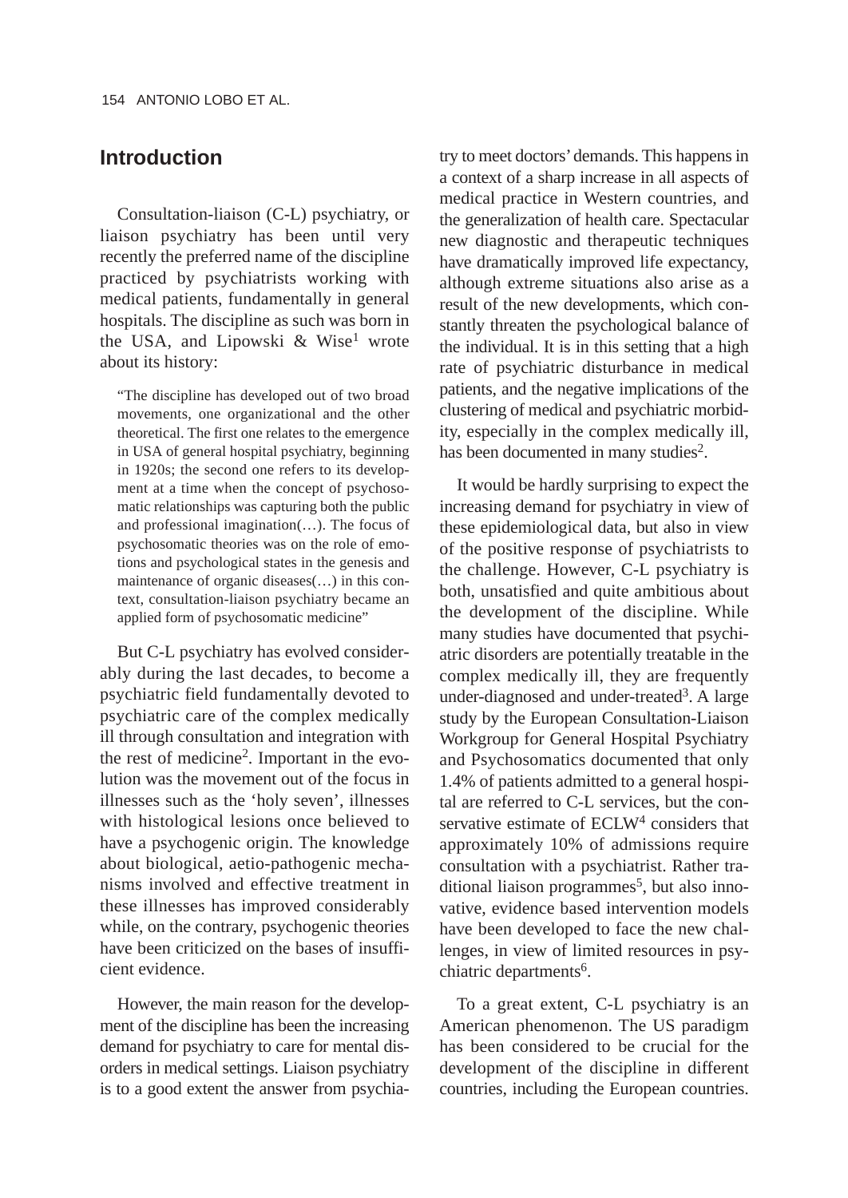## Introduction

Consultation-liaison (C-L) psychiatry, or liaison psychiatry has been until very recently the preferred name of the discipline practiced by psychiatrists working with medical patients, fundamentally in general hospitals. The discipline as such was born in the USA, and Lipowski & Wise[1] wrote about its history:

> "The discipline has developed out of two broad movements, one organizational and the other theoretical. The first one relates to the emergence in USA of general hospital psychiatry, beginning in 1920s; the second one refers to its development at a time when the concept of psychosomatic relationships was capturing both the public and professional imagination(…). The focus of psychosomatic theories was on the role of emotions and psychological states in the genesis and maintenance of organic diseases(…) in this context, consultation-liaison psychiatry became an applied form of psychosomatic medicine"

But C-L psychiatry has evolved considerably during the last decades, to become a psychiatric field fundamentally devoted to psychiatric care of the complex medically ill through consultation and integration with the rest of medicine[2]. Important in the evolution was the movement out of the focus in illnesses such as the 'holy seven', illnesses with histological lesions once believed to have a psychogenic origin. The knowledge about biological, aetio-pathogenic mechanisms involved and effective treatment in these illnesses has improved considerably while, on the contrary, psychogenic theories have been criticized on the bases of insufficient evidence.

However, the main reason for the development of the discipline has been the increasing demand for psychiatry to care for mental disorders in medical settings. Liaison psychiatry is to a good extent the answer from psychiatry to meet doctors' demands. This happens in a context of a sharp increase in all aspects of medical practice in Western countries, and the generalization of health care. Spectacular new diagnostic and therapeutic techniques have dramatically improved life expectancy, although extreme situations also arise as a result of the new developments, which constantly threaten the psychological balance of the individual. It is in this setting that a high rate of psychiatric disturbance in medical patients, and the negative implications of the clustering of medical and psychiatric morbidity, especially in the complex medically ill, has been documented in many studies[2].

It would be hardly surprising to expect the increasing demand for psychiatry in view of these epidemiological data, but also in view of the positive response of psychiatrists to the challenge. However, C-L psychiatry is both, unsatisfied and quite ambitious about the development of the discipline. While many studies have documented that psychiatric disorders are potentially treatable in the complex medically ill, they are frequently under-diagnosed and under-treated[3]. A large study by the European Consultation-Liaison Workgroup for General Hospital Psychiatry and Psychosomatics documented that only 1.4% of patients admitted to a general hospital are referred to C-L services, but the conservative estimate of ECLW[4] considers that approximately 10% of admissions require consultation with a psychiatrist. Rather traditional liaison programmes[5], but also innovative, evidence based intervention models have been developed to face the new challenges, in view of limited resources in psychiatric departments[6].

To a great extent, C-L psychiatry is an American phenomenon. The US paradigm has been considered to be crucial for the development of the discipline in different countries, including the European countries.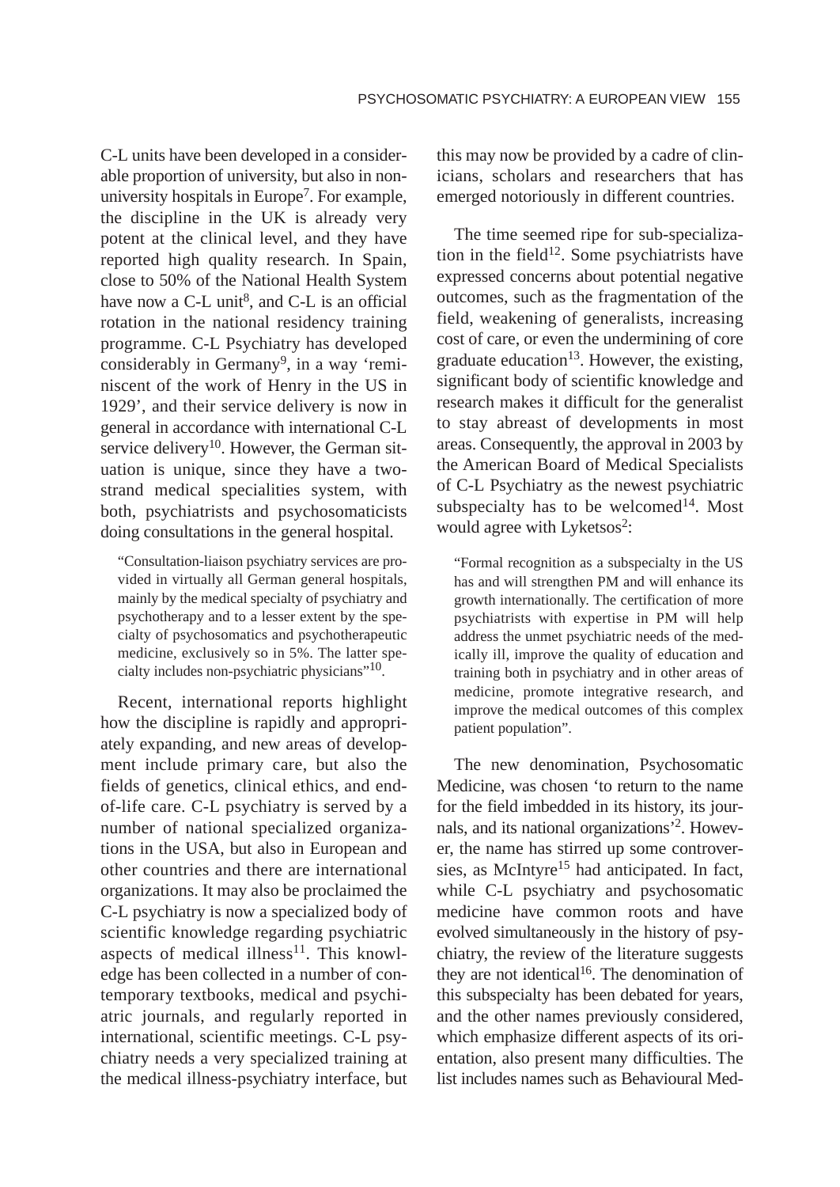C-L units have been developed in a considerable proportion of university, but also in non-university hospitals in Europe[7]. For example, the discipline in the UK is already very potent at the clinical level, and they have reported high quality research. In Spain, close to 50% of the National Health System have now a C-L unit[8], and C-L is an official rotation in the national residency training programme. C-L Psychiatry has developed considerably in Germany[9], in a way 'reminiscent of the work of Henry in the US in 1929', and their service delivery is now in general in accordance with international C-L service delivery[10]. However, the German situation is unique, since they have a two-strand medical specialities system, with both, psychiatrists and psychosomaticists doing consultations in the general hospital.

> "Consultation-liaison psychiatry services are provided in virtually all German general hospitals, mainly by the medical specialty of psychiatry and psychotherapy and to a lesser extent by the specialty of psychosomatics and psychotherapeutic medicine, exclusively so in 5%. The latter specialty includes non-psychiatric physicians"[10].

Recent, international reports highlight how the discipline is rapidly and appropriately expanding, and new areas of development include primary care, but also the fields of genetics, clinical ethics, and end-of-life care. C-L psychiatry is served by a number of national specialized organizations in the USA, but also in European and other countries and there are international organizations. It may also be proclaimed the C-L psychiatry is now a specialized body of scientific knowledge regarding psychiatric aspects of medical illness[11]. This knowledge has been collected in a number of contemporary textbooks, medical and psychiatric journals, and regularly reported in international, scientific meetings. C-L psychiatry needs a very specialized training at the medical illness-psychiatry interface, but this may now be provided by a cadre of clinicians, scholars and researchers that has emerged notoriously in different countries.

The time seemed ripe for sub-specialization in the field[12]. Some psychiatrists have expressed concerns about potential negative outcomes, such as the fragmentation of the field, weakening of generalists, increasing cost of care, or even the undermining of core graduate education[13]. However, the existing, significant body of scientific knowledge and research makes it difficult for the generalist to stay abreast of developments in most areas. Consequently, the approval in 2003 by the American Board of Medical Specialists of C-L Psychiatry as the newest psychiatric subspecialty has to be welcomed[14]. Most would agree with Lyketsos[2]:

> "Formal recognition as a subspecialty in the US has and will strengthen PM and will enhance its growth internationally. The certification of more psychiatrists with expertise in PM will help address the unmet psychiatric needs of the medically ill, improve the quality of education and training both in psychiatry and in other areas of medicine, promote integrative research, and improve the medical outcomes of this complex patient population".

The new denomination, Psychosomatic Medicine, was chosen 'to return to the name for the field imbedded in its history, its journals, and its national organizations'[2]. However, the name has stirred up some controversies, as McIntyre[15] had anticipated. In fact, while C-L psychiatry and psychosomatic medicine have common roots and have evolved simultaneously in the history of psychiatry, the review of the literature suggests they are not identical[16]. The denomination of this subspecialty has been debated for years, and the other names previously considered, which emphasize different aspects of its orientation, also present many difficulties. The list includes names such as Behavioural Med-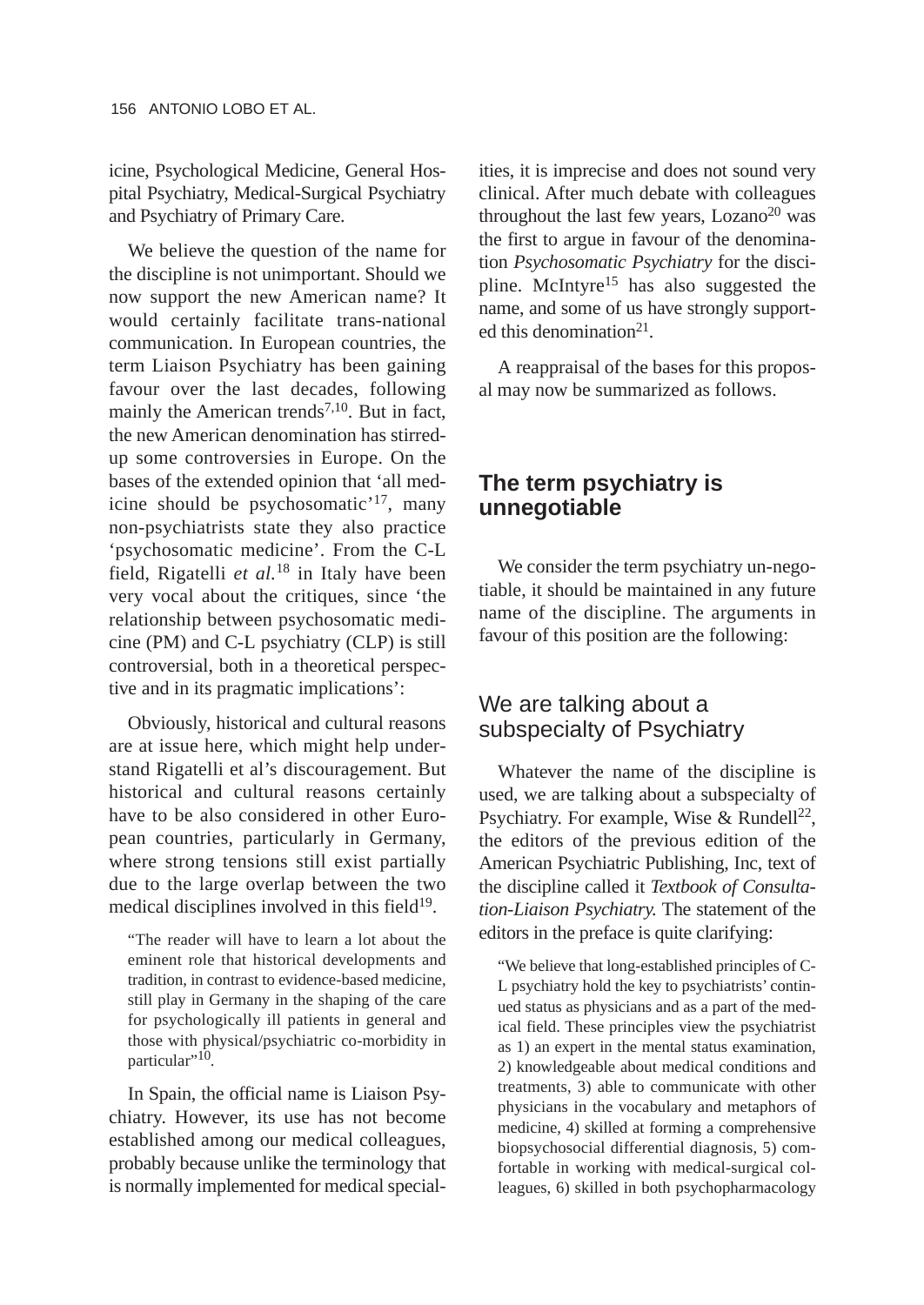icine, Psychological Medicine, General Hospital Psychiatry, Medical-Surgical Psychiatry and Psychiatry of Primary Care.

We believe the question of the name for the discipline is not unimportant. Should we now support the new American name? It would certainly facilitate trans-national communication. In European countries, the term Liaison Psychiatry has been gaining favour over the last decades, following mainly the American trends[7,10]. But in fact, the new American denomination has stirred-up some controversies in Europe. On the bases of the extended opinion that 'all medicine should be psychosomatic'[17], many non-psychiatrists state they also practice 'psychosomatic medicine'. From the C-L field, Rigatelli *et al.*[18] in Italy have been very vocal about the critiques, since 'the relationship between psychosomatic medicine (PM) and C-L psychiatry (CLP) is still controversial, both in a theoretical perspective and in its pragmatic implications':

Obviously, historical and cultural reasons are at issue here, which might help understand Rigatelli et al's discouragement. But historical and cultural reasons certainly have to be also considered in other European countries, particularly in Germany, where strong tensions still exist partially due to the large overlap between the two medical disciplines involved in this field[19].

> "The reader will have to learn a lot about the eminent role that historical developments and tradition, in contrast to evidence-based medicine, still play in Germany in the shaping of the care for psychologically ill patients in general and those with physical/psychiatric co-morbidity in particular"[10].

In Spain, the official name is Liaison Psychiatry. However, its use has not become established among our medical colleagues, probably because unlike the terminology that is normally implemented for medical specialities, it is imprecise and does not sound very clinical. After much debate with colleagues throughout the last few years, Lozano[20] was the first to argue in favour of the denomination *Psychosomatic Psychiatry* for the discipline. McIntyre[15] has also suggested the name, and some of us have strongly supported this denomination[21].

A reappraisal of the bases for this proposal may now be summarized as follows.

## The term psychiatry is unnegotiable

We consider the term psychiatry un-negotiable, it should be maintained in any future name of the discipline. The arguments in favour of this position are the following:

### We are talking about a subspecialty of Psychiatry

Whatever the name of the discipline is used, we are talking about a subspecialty of Psychiatry. For example, Wise & Rundell[22], the editors of the previous edition of the American Psychiatric Publishing, Inc, text of the discipline called it *Textbook of Consultation-Liaison Psychiatry.* The statement of the editors in the preface is quite clarifying:

> "We believe that long-established principles of C-L psychiatry hold the key to psychiatrists' continued status as physicians and as a part of the medical field. These principles view the psychiatrist as 1) an expert in the mental status examination, 2) knowledgeable about medical conditions and treatments, 3) able to communicate with other physicians in the vocabulary and metaphors of medicine, 4) skilled at forming a comprehensive biopsychosocial differential diagnosis, 5) comfortable in working with medical-surgical colleagues, 6) skilled in both psychopharmacology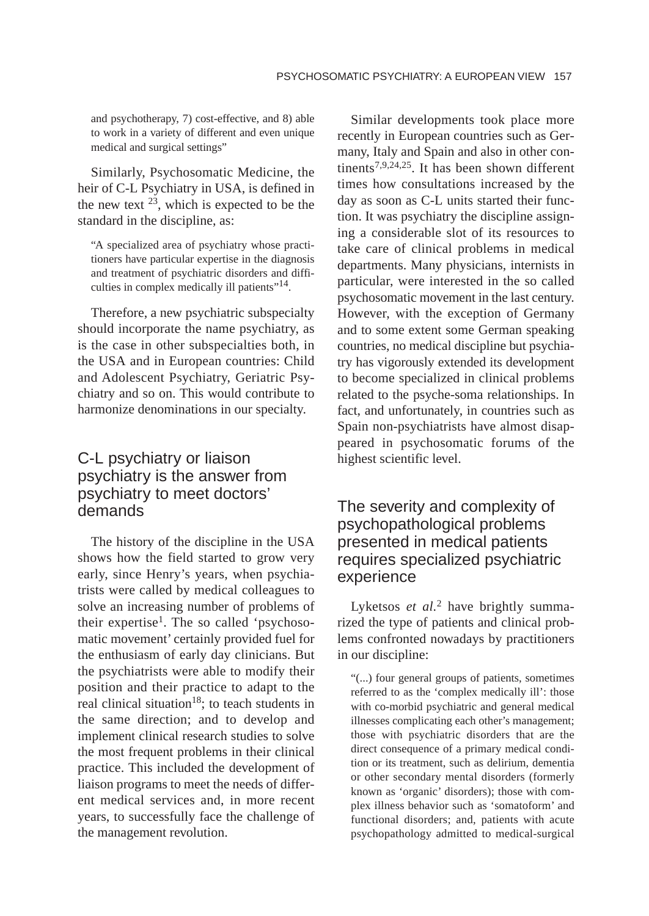and psychotherapy, 7) cost-effective, and 8) able to work in a variety of different and even unique medical and surgical settings"

Similarly, Psychosomatic Medicine, the heir of C-L Psychiatry in USA, is defined in the new text [23], which is expected to be the standard in the discipline, as:

> "A specialized area of psychiatry whose practitioners have particular expertise in the diagnosis and treatment of psychiatric disorders and difficulties in complex medically ill patients"[14].

Therefore, a new psychiatric subspecialty should incorporate the name psychiatry, as is the case in other subspecialties both, in the USA and in European countries: Child and Adolescent Psychiatry, Geriatric Psychiatry and so on. This would contribute to harmonize denominations in our specialty.

## C-L psychiatry or liaison psychiatry is the answer from psychiatry to meet doctors' demands

The history of the discipline in the USA shows how the field started to grow very early, since Henry's years, when psychiatrists were called by medical colleagues to solve an increasing number of problems of their expertise[1]. The so called 'psychosomatic movement' certainly provided fuel for the enthusiasm of early day clinicians. But the psychiatrists were able to modify their position and their practice to adapt to the real clinical situation[18]; to teach students in the same direction; and to develop and implement clinical research studies to solve the most frequent problems in their clinical practice. This included the development of liaison programs to meet the needs of different medical services and, in more recent years, to successfully face the challenge of the management revolution.

Similar developments took place more recently in European countries such as Germany, Italy and Spain and also in other continents[7,9,24,25]. It has been shown different times how consultations increased by the day as soon as C-L units started their function. It was psychiatry the discipline assigning a considerable slot of its resources to take care of clinical problems in medical departments. Many physicians, internists in particular, were interested in the so called psychosomatic movement in the last century. However, with the exception of Germany and to some extent some German speaking countries, no medical discipline but psychiatry has vigorously extended its development to become specialized in clinical problems related to the psyche-soma relationships. In fact, and unfortunately, in countries such as Spain non-psychiatrists have almost disappeared in psychosomatic forums of the highest scientific level.

## The severity and complexity of psychopathological problems presented in medical patients requires specialized psychiatric experience

Lyketsos *et al.*[2] have brightly summarized the type of patients and clinical problems confronted nowadays by practitioners in our discipline:

> "(...) four general groups of patients, sometimes referred to as the 'complex medically ill': those with co-morbid psychiatric and general medical illnesses complicating each other's management; those with psychiatric disorders that are the direct consequence of a primary medical condition or its treatment, such as delirium, dementia or other secondary mental disorders (formerly known as 'organic' disorders); those with complex illness behavior such as 'somatoform' and functional disorders; and, patients with acute psychopathology admitted to medical-surgical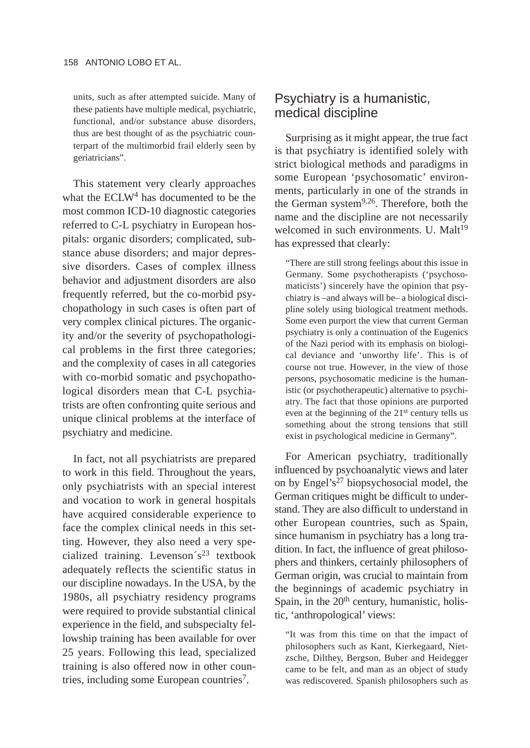> units, such as after attempted suicide. Many of these patients have multiple medical, psychiatric, functional, and/or substance abuse disorders, thus are best thought of as the psychiatric counterpart of the multimorbid frail elderly seen by geriatricians".

This statement very clearly approaches what the ECLW[4] has documented to be the most common ICD-10 diagnostic categories referred to C-L psychiatry in European hospitals: organic disorders; complicated, substance abuse disorders; and major depressive disorders. Cases of complex illness behavior and adjustment disorders are also frequently referred, but the co-morbid psychopathology in such cases is often part of very complex clinical pictures. The organicity and/or the severity of psychopathological problems in the first three categories; and the complexity of cases in all categories with co-morbid somatic and psychopathological disorders mean that C-L psychiatrists are often confronting quite serious and unique clinical problems at the interface of psychiatry and medicine.

In fact, not all psychiatrists are prepared to work in this field. Throughout the years, only psychiatrists with an special interest and vocation to work in general hospitals have acquired considerable experience to face the complex clinical needs in this setting. However, they also need a very specialized training. Levenson´s[23] textbook adequately reflects the scientific status in our discipline nowadays. In the USA, by the 1980s, all psychiatry residency programs were required to provide substantial clinical experience in the field, and subspecialty fellowship training has been available for over 25 years. Following this lead, specialized training is also offered now in other countries, including some European countries[7].

## Psychiatry is a humanistic, medical discipline

Surprising as it might appear, the true fact is that psychiatry is identified solely with strict biological methods and paradigms in some European 'psychosomatic' environments, particularly in one of the strands in the German system[9,26]. Therefore, both the name and the discipline are not necessarily welcomed in such environments. U. Malt[19] has expressed that clearly:

> "There are still strong feelings about this issue in Germany. Some psychotherapists ('psychosomaticists') sincerely have the opinion that psychiatry is –and always will be– a biological discipline solely using biological treatment methods. Some even purport the view that current German psychiatry is only a continuation of the Eugenics of the Nazi period with its emphasis on biological deviance and 'unworthy life'. This is of course not true. However, in the view of those persons, psychosomatic medicine is the humanistic (or psychotherapeutic) alternative to psychiatry. The fact that those opinions are purported even at the beginning of the 21st century tells us something about the strong tensions that still exist in psychological medicine in Germany".

For American psychiatry, traditionally influenced by psychoanalytic views and later on by Engel's[27] biopsychosocial model, the German critiques might be difficult to understand. They are also difficult to understand in other European countries, such as Spain, since humanism in psychiatry has a long tradition. In fact, the influence of great philosophers and thinkers, certainly philosophers of German origin, was crucial to maintain from the beginnings of academic psychiatry in Spain, in the 20th century, humanistic, holistic, 'anthropological' views:

> "It was from this time on that the impact of philosophers such as Kant, Kierkegaard, Nietzsche, Dilthey, Bergson, Buber and Heidegger came to be felt, and man as an object of study was rediscovered. Spanish philosophers such as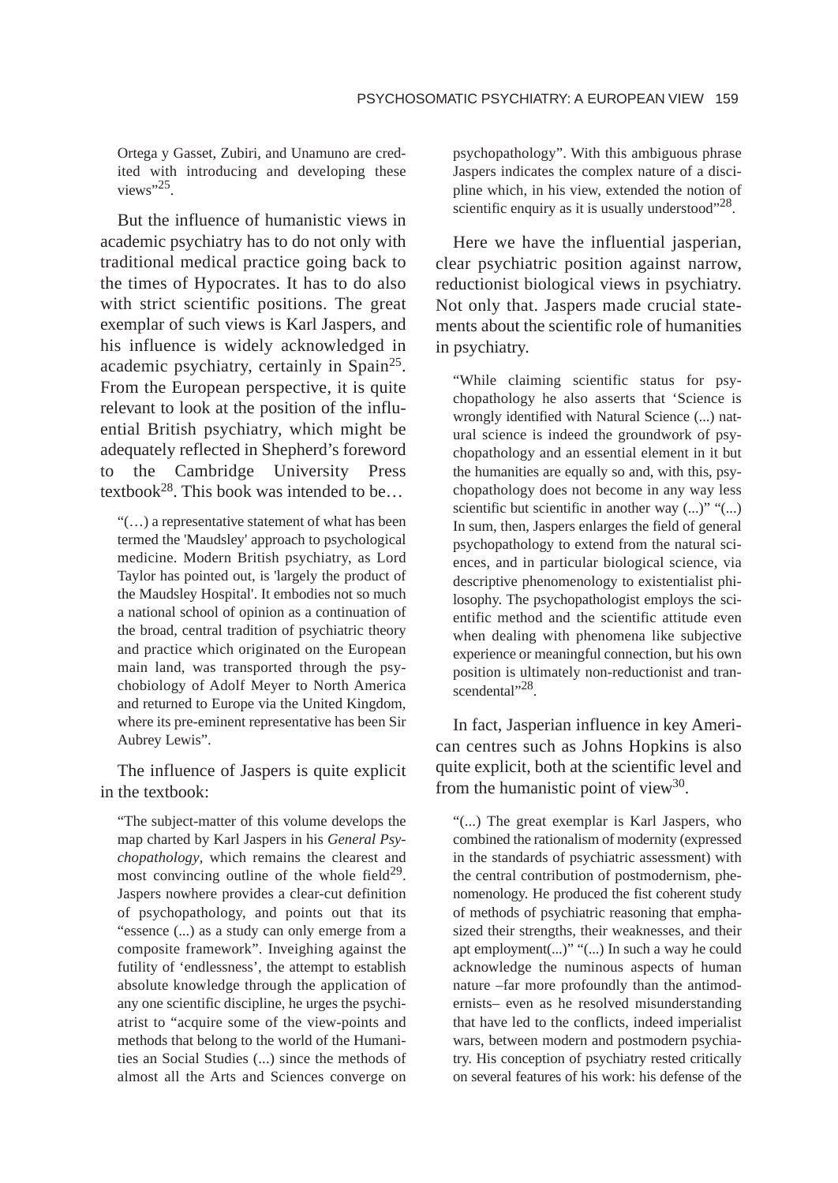Ortega y Gasset, Zubiri, and Unamuno are credited with introducing and developing these views"[25].

But the influence of humanistic views in academic psychiatry has to do not only with traditional medical practice going back to the times of Hypocrates. It has to do also with strict scientific positions. The great exemplar of such views is Karl Jaspers, and his influence is widely acknowledged in academic psychiatry, certainly in Spain[25]. From the European perspective, it is quite relevant to look at the position of the influential British psychiatry, which might be adequately reflected in Shepherd's foreword to the Cambridge University Press textbook[28]. This book was intended to be…

> "(…) a representative statement of what has been termed the 'Maudsley' approach to psychological medicine. Modern British psychiatry, as Lord Taylor has pointed out, is 'largely the product of the Maudsley Hospital'. It embodies not so much a national school of opinion as a continuation of the broad, central tradition of psychiatric theory and practice which originated on the European main land, was transported through the psychobiology of Adolf Meyer to North America and returned to Europe via the United Kingdom, where its pre-eminent representative has been Sir Aubrey Lewis".

The influence of Jaspers is quite explicit in the textbook:

> "The subject-matter of this volume develops the map charted by Karl Jaspers in his *General Psychopathology*, which remains the clearest and most convincing outline of the whole field[29]. Jaspers nowhere provides a clear-cut definition of psychopathology, and points out that its "essence (...) as a study can only emerge from a composite framework". Inveighing against the futility of 'endlessness', the attempt to establish absolute knowledge through the application of any one scientific discipline, he urges the psychiatrist to "acquire some of the view-points and methods that belong to the world of the Humanities an Social Studies (...) since the methods of almost all the Arts and Sciences converge on psychopathology". With this ambiguous phrase Jaspers indicates the complex nature of a discipline which, in his view, extended the notion of scientific enquiry as it is usually understood"[28].

Here we have the influential jasperian, clear psychiatric position against narrow, reductionist biological views in psychiatry. Not only that. Jaspers made crucial statements about the scientific role of humanities in psychiatry.

> "While claiming scientific status for psychopathology he also asserts that 'Science is wrongly identified with Natural Science (...) natural science is indeed the groundwork of psychopathology and an essential element in it but the humanities are equally so and, with this, psychopathology does not become in any way less scientific but scientific in another way (...)" "(...) In sum, then, Jaspers enlarges the field of general psychopathology to extend from the natural sciences, and in particular biological science, via descriptive phenomenology to existentialist philosophy. The psychopathologist employs the scientific method and the scientific attitude even when dealing with phenomena like subjective experience or meaningful connection, but his own position is ultimately non-reductionist and transcendental"[28].

In fact, Jasperian influence in key American centres such as Johns Hopkins is also quite explicit, both at the scientific level and from the humanistic point of view[30].

> "(...) The great exemplar is Karl Jaspers, who combined the rationalism of modernity (expressed in the standards of psychiatric assessment) with the central contribution of postmodernism, phenomenology. He produced the fist coherent study of methods of psychiatric reasoning that emphasized their strengths, their weaknesses, and their apt employment(...)" "(...) In such a way he could acknowledge the numinous aspects of human nature –far more profoundly than the antimodernists– even as he resolved misunderstanding that have led to the conflicts, indeed imperialist wars, between modern and postmodern psychiatry. His conception of psychiatry rested critically on several features of his work: his defense of the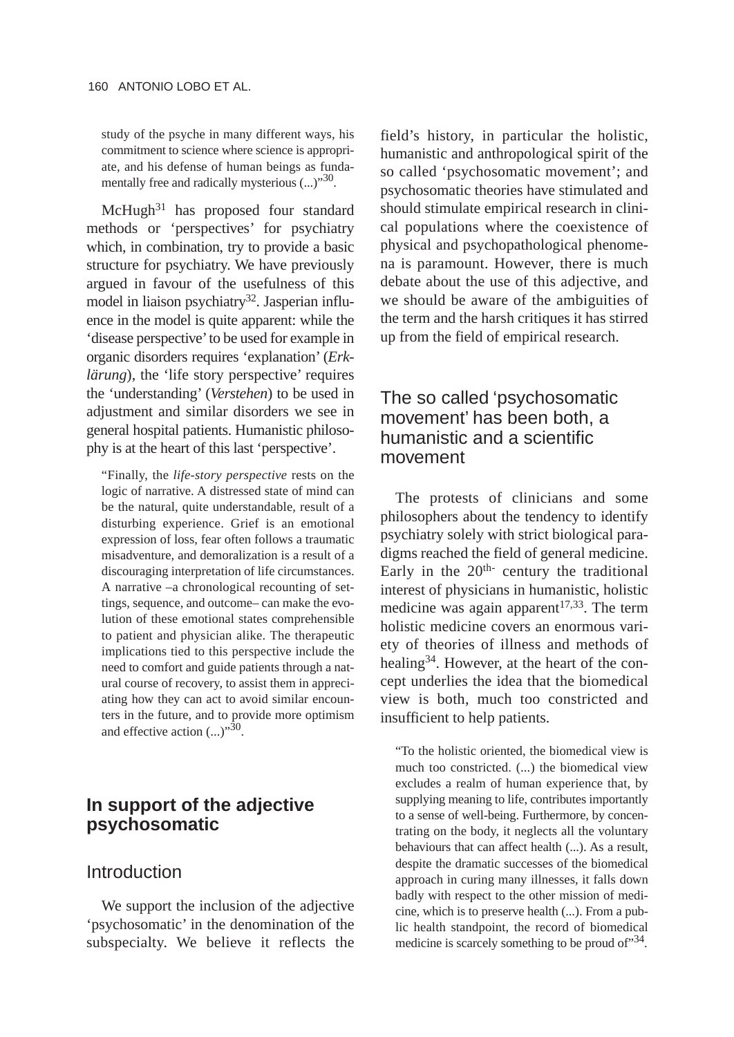> study of the psyche in many different ways, his commitment to science where science is appropriate, and his defense of human beings as fundamentally free and radically mysterious (...)"[30].

McHugh[31] has proposed four standard methods or 'perspectives' for psychiatry which, in combination, try to provide a basic structure for psychiatry. We have previously argued in favour of the usefulness of this model in liaison psychiatry[32]. Jasperian influence in the model is quite apparent: while the 'disease perspective' to be used for example in organic disorders requires 'explanation' (*Erklärung*), the 'life story perspective' requires the 'understanding' (*Verstehen*) to be used in adjustment and similar disorders we see in general hospital patients. Humanistic philosophy is at the heart of this last 'perspective'.

> "Finally, the *life-story perspective* rests on the logic of narrative. A distressed state of mind can be the natural, quite understandable, result of a disturbing experience. Grief is an emotional expression of loss, fear often follows a traumatic misadventure, and demoralization is a result of a discouraging interpretation of life circumstances. A narrative –a chronological recounting of settings, sequence, and outcome– can make the evolution of these emotional states comprehensible to patient and physician alike. The therapeutic implications tied to this perspective include the need to comfort and guide patients through a natural course of recovery, to assist them in appreciating how they can act to avoid similar encounters in the future, and to provide more optimism and effective action (...)"[30].

## In support of the adjective psychosomatic

### Introduction

We support the inclusion of the adjective 'psychosomatic' in the denomination of the subspecialty. We believe it reflects the field's history, in particular the holistic, humanistic and anthropological spirit of the so called 'psychosomatic movement'; and psychosomatic theories have stimulated and should stimulate empirical research in clinical populations where the coexistence of physical and psychopathological phenomena is paramount. However, there is much debate about the use of this adjective, and we should be aware of the ambiguities of the term and the harsh critiques it has stirred up from the field of empirical research.

### The so called 'psychosomatic movement' has been both, a humanistic and a scientific movement

The protests of clinicians and some philosophers about the tendency to identify psychiatry solely with strict biological paradigms reached the field of general medicine. Early in the 20th- century the traditional interest of physicians in humanistic, holistic medicine was again apparent[17,33]. The term holistic medicine covers an enormous variety of theories of illness and methods of healing[34]. However, at the heart of the concept underlies the idea that the biomedical view is both, much too constricted and insufficient to help patients.

> "To the holistic oriented, the biomedical view is much too constricted. (...) the biomedical view excludes a realm of human experience that, by supplying meaning to life, contributes importantly to a sense of well-being. Furthermore, by concentrating on the body, it neglects all the voluntary behaviours that can affect health (...). As a result, despite the dramatic successes of the biomedical approach in curing many illnesses, it falls down badly with respect to the other mission of medicine, which is to preserve health (...). From a public health standpoint, the record of biomedical medicine is scarcely something to be proud of"[34].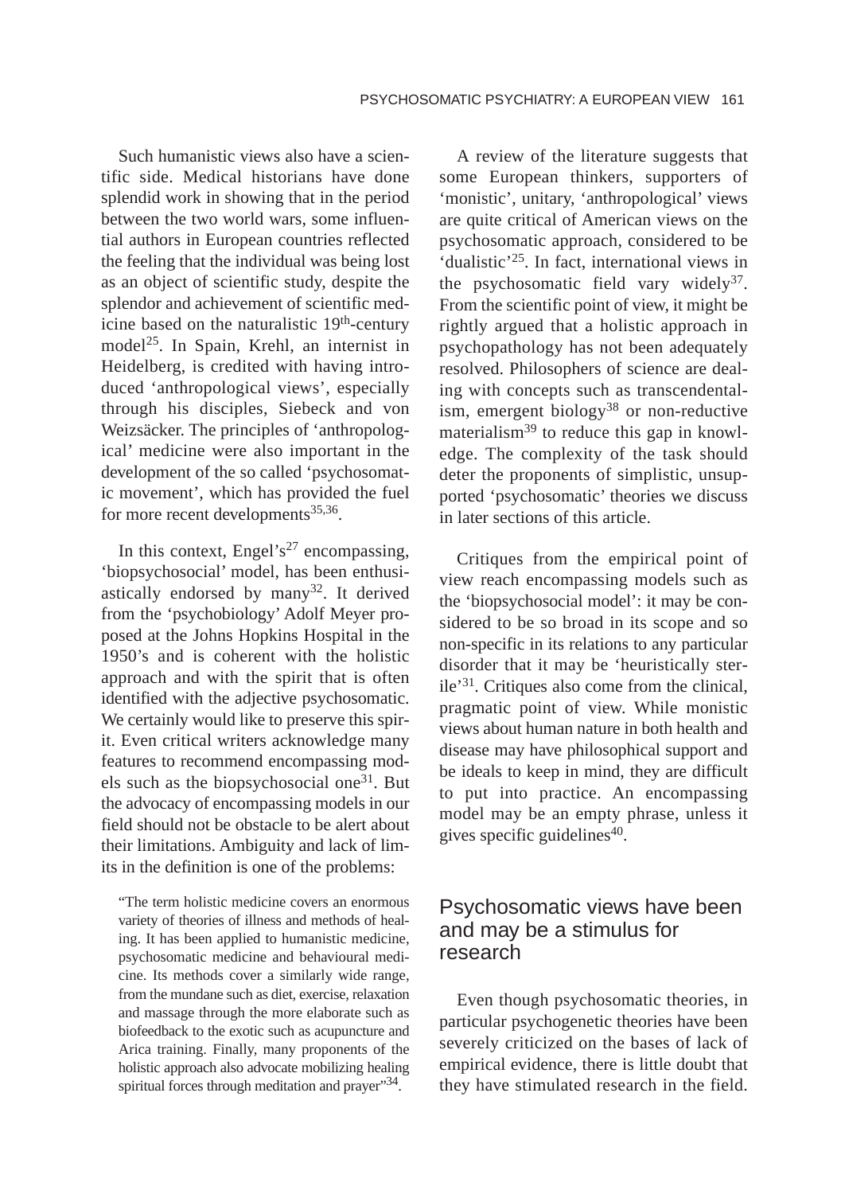Such humanistic views also have a scientific side. Medical historians have done splendid work in showing that in the period between the two world wars, some influential authors in European countries reflected the feeling that the individual was being lost as an object of scientific study, despite the splendor and achievement of scientific medicine based on the naturalistic 19th-century model[25]. In Spain, Krehl, an internist in Heidelberg, is credited with having introduced 'anthropological views', especially through his disciples, Siebeck and von Weizsäcker. The principles of 'anthropological' medicine were also important in the development of the so called 'psychosomatic movement', which has provided the fuel for more recent developments[35,36].

In this context, Engel's[27] encompassing, 'biopsychosocial' model, has been enthusiastically endorsed by many[32]. It derived from the 'psychobiology' Adolf Meyer proposed at the Johns Hopkins Hospital in the 1950's and is coherent with the holistic approach and with the spirit that is often identified with the adjective psychosomatic. We certainly would like to preserve this spirit. Even critical writers acknowledge many features to recommend encompassing models such as the biopsychosocial one[31]. But the advocacy of encompassing models in our field should not be obstacle to be alert about their limitations. Ambiguity and lack of limits in the definition is one of the problems:

> "The term holistic medicine covers an enormous variety of theories of illness and methods of healing. It has been applied to humanistic medicine, psychosomatic medicine and behavioural medicine. Its methods cover a similarly wide range, from the mundane such as diet, exercise, relaxation and massage through the more elaborate such as biofeedback to the exotic such as acupuncture and Arica training. Finally, many proponents of the holistic approach also advocate mobilizing healing spiritual forces through meditation and prayer"[34].

A review of the literature suggests that some European thinkers, supporters of 'monistic', unitary, 'anthropological' views are quite critical of American views on the psychosomatic approach, considered to be 'dualistic'[25]. In fact, international views in the psychosomatic field vary widely[37]. From the scientific point of view, it might be rightly argued that a holistic approach in psychopathology has not been adequately resolved. Philosophers of science are dealing with concepts such as transcendentalism, emergent biology[38] or non-reductive materialism[39] to reduce this gap in knowledge. The complexity of the task should deter the proponents of simplistic, unsupported 'psychosomatic' theories we discuss in later sections of this article.

Critiques from the empirical point of view reach encompassing models such as the 'biopsychosocial model': it may be considered to be so broad in its scope and so non-specific in its relations to any particular disorder that it may be 'heuristically sterile'[31]. Critiques also come from the clinical, pragmatic point of view. While monistic views about human nature in both health and disease may have philosophical support and be ideals to keep in mind, they are difficult to put into practice. An encompassing model may be an empty phrase, unless it gives specific guidelines[40].

## Psychosomatic views have been and may be a stimulus for research

Even though psychosomatic theories, in particular psychogenetic theories have been severely criticized on the bases of lack of empirical evidence, there is little doubt that they have stimulated research in the field.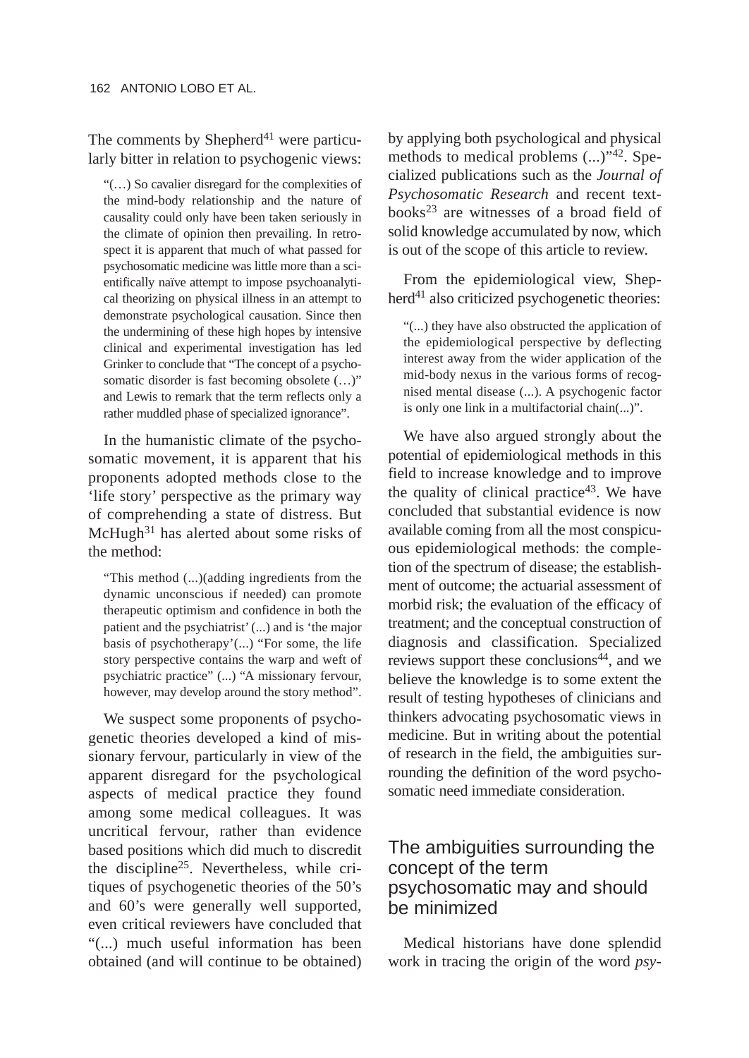The comments by Shepherd[41] were particularly bitter in relation to psychogenic views:

> "(…) So cavalier disregard for the complexities of the mind-body relationship and the nature of causality could only have been taken seriously in the climate of opinion then prevailing. In retrospect it is apparent that much of what passed for psychosomatic medicine was little more than a scientifically naïve attempt to impose psychoanalytical theorizing on physical illness in an attempt to demonstrate psychological causation. Since then the undermining of these high hopes by intensive clinical and experimental investigation has led Grinker to conclude that "The concept of a psychosomatic disorder is fast becoming obsolete (…)" and Lewis to remark that the term reflects only a rather muddled phase of specialized ignorance".

In the humanistic climate of the psychosomatic movement, it is apparent that his proponents adopted methods close to the 'life story' perspective as the primary way of comprehending a state of distress. But McHugh[31] has alerted about some risks of the method:

> "This method (...)(adding ingredients from the dynamic unconscious if needed) can promote therapeutic optimism and confidence in both the patient and the psychiatrist' (...) and is 'the major basis of psychotherapy'(...) "For some, the life story perspective contains the warp and weft of psychiatric practice" (...) "A missionary fervour, however, may develop around the story method".

We suspect some proponents of psychogenetic theories developed a kind of missionary fervour, particularly in view of the apparent disregard for the psychological aspects of medical practice they found among some medical colleagues. It was uncritical fervour, rather than evidence based positions which did much to discredit the discipline[25]. Nevertheless, while critiques of psychogenetic theories of the 50's and 60's were generally well supported, even critical reviewers have concluded that "(...) much useful information has been obtained (and will continue to be obtained) by applying both psychological and physical methods to medical problems (...)"[42]. Specialized publications such as the *Journal of Psychosomatic Research* and recent textbooks[23] are witnesses of a broad field of solid knowledge accumulated by now, which is out of the scope of this article to review.

From the epidemiological view, Shepherd[41] also criticized psychogenetic theories:

> "(...) they have also obstructed the application of the epidemiological perspective by deflecting interest away from the wider application of the mid-body nexus in the various forms of recognised mental disease (...). A psychogenic factor is only one link in a multifactorial chain(...)".

We have also argued strongly about the potential of epidemiological methods in this field to increase knowledge and to improve the quality of clinical practice[43]. We have concluded that substantial evidence is now available coming from all the most conspicuous epidemiological methods: the completion of the spectrum of disease; the establishment of outcome; the actuarial assessment of morbid risk; the evaluation of the efficacy of treatment; and the conceptual construction of diagnosis and classification. Specialized reviews support these conclusions[44], and we believe the knowledge is to some extent the result of testing hypotheses of clinicians and thinkers advocating psychosomatic views in medicine. But in writing about the potential of research in the field, the ambiguities surrounding the definition of the word psychosomatic need immediate consideration.

## The ambiguities surrounding the concept of the term psychosomatic may and should be minimized

Medical historians have done splendid work in tracing the origin of the word *psy-*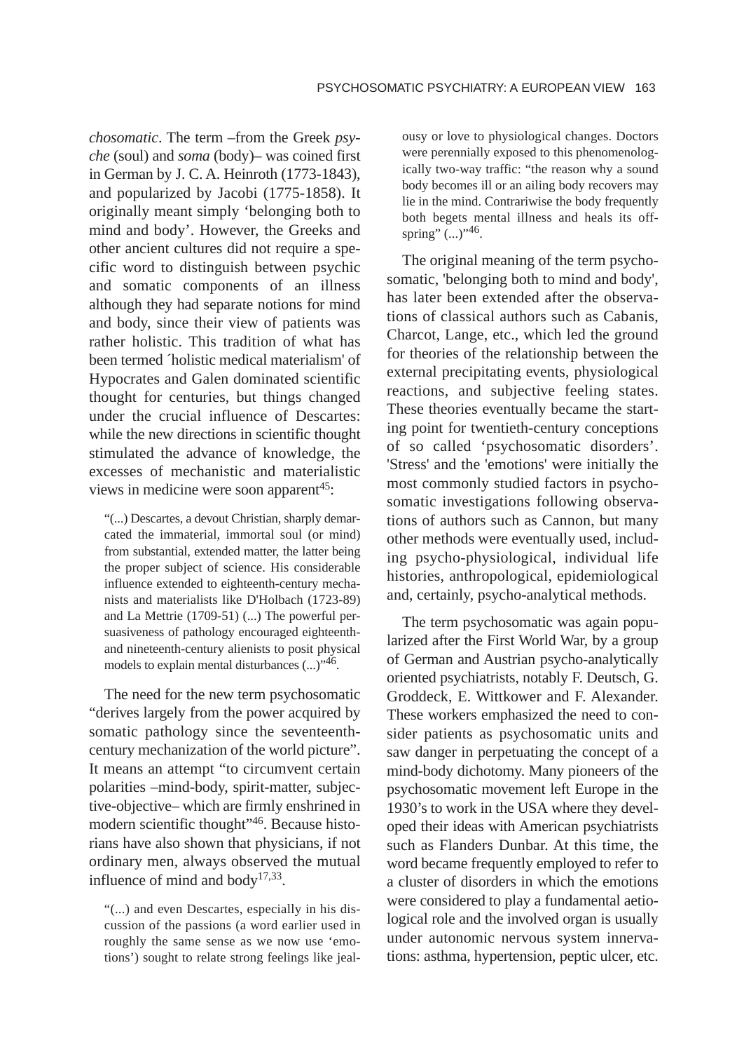*chosomatic*. The term –from the Greek *psyche* (soul) and *soma* (body)– was coined first in German by J. C. A. Heinroth (1773-1843), and popularized by Jacobi (1775-1858). It originally meant simply 'belonging both to mind and body'. However, the Greeks and other ancient cultures did not require a specific word to distinguish between psychic and somatic components of an illness although they had separate notions for mind and body, since their view of patients was rather holistic. This tradition of what has been termed ´holistic medical materialism' of Hypocrates and Galen dominated scientific thought for centuries, but things changed under the crucial influence of Descartes: while the new directions in scientific thought stimulated the advance of knowledge, the excesses of mechanistic and materialistic views in medicine were soon apparent[45]:

> "(...) Descartes, a devout Christian, sharply demarcated the immaterial, immortal soul (or mind) from substantial, extended matter, the latter being the proper subject of science. His considerable influence extended to eighteenth-century mechanists and materialists like D'Holbach (1723-89) and La Mettrie (1709-51) (...) The powerful persuasiveness of pathology encouraged eighteenth- and nineteenth-century alienists to posit physical models to explain mental disturbances (...)"[46].

The need for the new term psychosomatic "derives largely from the power acquired by somatic pathology since the seventeenth-century mechanization of the world picture". It means an attempt "to circumvent certain polarities –mind-body, spirit-matter, subjective-objective– which are firmly enshrined in modern scientific thought"[46]. Because historians have also shown that physicians, if not ordinary men, always observed the mutual influence of mind and body[17,33].

> "(...) and even Descartes, especially in his discussion of the passions (a word earlier used in roughly the same sense as we now use 'emotions') sought to relate strong feelings like jealousy or love to physiological changes. Doctors were perennially exposed to this phenomenologically two-way traffic: "the reason why a sound body becomes ill or an ailing body recovers may lie in the mind. Contrariwise the body frequently both begets mental illness and heals its offspring" (...)"[46].

The original meaning of the term psychosomatic, 'belonging both to mind and body', has later been extended after the observations of classical authors such as Cabanis, Charcot, Lange, etc., which led the ground for theories of the relationship between the external precipitating events, physiological reactions, and subjective feeling states. These theories eventually became the starting point for twentieth-century conceptions of so called 'psychosomatic disorders'. 'Stress' and the 'emotions' were initially the most commonly studied factors in psychosomatic investigations following observations of authors such as Cannon, but many other methods were eventually used, including psycho-physiological, individual life histories, anthropological, epidemiological and, certainly, psycho-analytical methods.

The term psychosomatic was again popularized after the First World War, by a group of German and Austrian psycho-analytically oriented psychiatrists, notably F. Deutsch, G. Groddeck, E. Wittkower and F. Alexander. These workers emphasized the need to consider patients as psychosomatic units and saw danger in perpetuating the concept of a mind-body dichotomy. Many pioneers of the psychosomatic movement left Europe in the 1930's to work in the USA where they developed their ideas with American psychiatrists such as Flanders Dunbar. At this time, the word became frequently employed to refer to a cluster of disorders in which the emotions were considered to play a fundamental aetiological role and the involved organ is usually under autonomic nervous system innervations: asthma, hypertension, peptic ulcer, etc.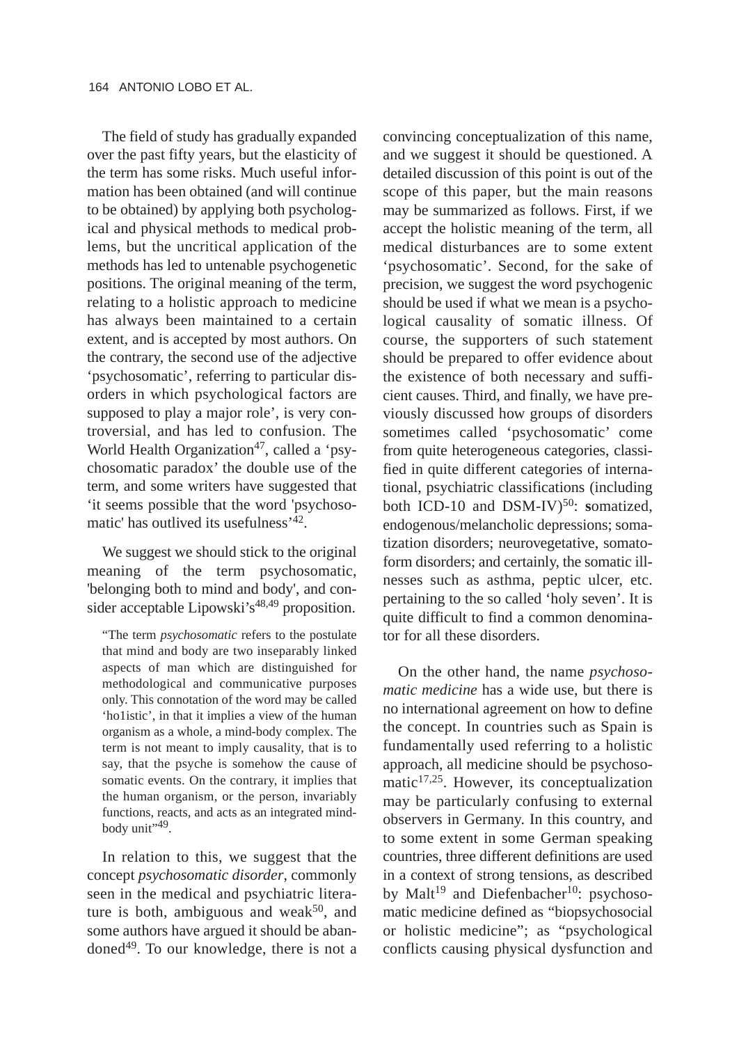The field of study has gradually expanded over the past fifty years, but the elasticity of the term has some risks. Much useful information has been obtained (and will continue to be obtained) by applying both psychological and physical methods to medical problems, but the uncritical application of the methods has led to untenable psychogenetic positions. The original meaning of the term, relating to a holistic approach to medicine has always been maintained to a certain extent, and is accepted by most authors. On the contrary, the second use of the adjective 'psychosomatic', referring to particular disorders in which psychological factors are supposed to play a major role', is very controversial, and has led to confusion. The World Health Organization[47], called a 'psychosomatic paradox' the double use of the term, and some writers have suggested that 'it seems possible that the word 'psychosomatic' has outlived its usefulness'[42].

We suggest we should stick to the original meaning of the term psychosomatic, 'belonging both to mind and body', and consider acceptable Lipowski's[48,49] proposition.

> "The term *psychosomatic* refers to the postulate that mind and body are two inseparably linked aspects of man which are distinguished for methodological and communicative purposes only. This connotation of the word may be called 'ho1istic', in that it implies a view of the human organism as a whole, a mind-body complex. The term is not meant to imply causality, that is to say, that the psyche is somehow the cause of somatic events. On the contrary, it implies that the human organism, or the person, invariably functions, reacts, and acts as an integrated mind-body unit"[49].

In relation to this, we suggest that the concept *psychosomatic disorder*, commonly seen in the medical and psychiatric literature is both, ambiguous and weak[50], and some authors have argued it should be abandoned[49]. To our knowledge, there is not a convincing conceptualization of this name, and we suggest it should be questioned. A detailed discussion of this point is out of the scope of this paper, but the main reasons may be summarized as follows. First, if we accept the holistic meaning of the term, all medical disturbances are to some extent 'psychosomatic'. Second, for the sake of precision, we suggest the word psychogenic should be used if what we mean is a psychological causality of somatic illness. Of course, the supporters of such statement should be prepared to offer evidence about the existence of both necessary and sufficient causes. Third, and finally, we have previously discussed how groups of disorders sometimes called 'psychosomatic' come from quite heterogeneous categories, classified in quite different categories of international, psychiatric classifications (including both ICD-10 and DSM-IV)[50]: **s**omatized, endogenous/melancholic depressions; somatization disorders; neurovegetative, somatoform disorders; and certainly, the somatic illnesses such as asthma, peptic ulcer, etc. pertaining to the so called 'holy seven'. It is quite difficult to find a common denominator for all these disorders.

On the other hand, the name *psychosomatic medicine* has a wide use, but there is no international agreement on how to define the concept. In countries such as Spain is fundamentally used referring to a holistic approach, all medicine should be psychosomatic[17,25]. However, its conceptualization may be particularly confusing to external observers in Germany. In this country, and to some extent in some German speaking countries, three different definitions are used in a context of strong tensions, as described by Malt[19] and Diefenbacher[10]: psychosomatic medicine defined as "biopsychosocial or holistic medicine"; as "psychological conflicts causing physical dysfunction and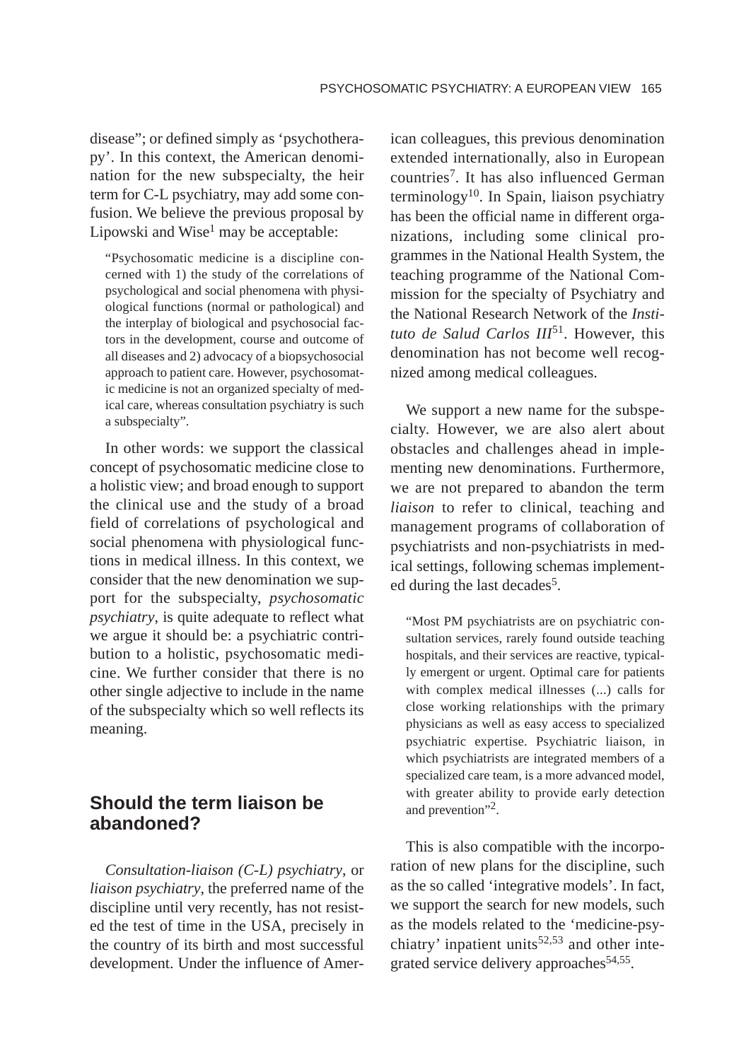disease"; or defined simply as 'psychotherapy'. In this context, the American denomination for the new subspecialty, the heir term for C-L psychiatry, may add some confusion. We believe the previous proposal by Lipowski and Wise[1] may be acceptable:

> "Psychosomatic medicine is a discipline concerned with 1) the study of the correlations of psychological and social phenomena with physiological functions (normal or pathological) and the interplay of biological and psychosocial factors in the development, course and outcome of all diseases and 2) advocacy of a biopsychosocial approach to patient care. However, psychosomatic medicine is not an organized specialty of medical care, whereas consultation psychiatry is such a subspecialty".

In other words: we support the classical concept of psychosomatic medicine close to a holistic view; and broad enough to support the clinical use and the study of a broad field of correlations of psychological and social phenomena with physiological functions in medical illness. In this context, we consider that the new denomination we support for the subspecialty, *psychosomatic psychiatry*, is quite adequate to reflect what we argue it should be: a psychiatric contribution to a holistic, psychosomatic medicine. We further consider that there is no other single adjective to include in the name of the subspecialty which so well reflects its meaning.

## Should the term liaison be abandoned?

*Consultation-liaison (C-L) psychiatry*, or *liaison psychiatry*, the preferred name of the discipline until very recently, has not resisted the test of time in the USA, precisely in the country of its birth and most successful development. Under the influence of American colleagues, this previous denomination extended internationally, also in European countries[7]. It has also influenced German terminology[10]. In Spain, liaison psychiatry has been the official name in different organizations, including some clinical programmes in the National Health System, the teaching programme of the National Commission for the specialty of Psychiatry and the National Research Network of the *Instituto de Salud Carlos III*[51]. However, this denomination has not become well recognized among medical colleagues.

We support a new name for the subspecialty. However, we are also alert about obstacles and challenges ahead in implementing new denominations. Furthermore, we are not prepared to abandon the term *liaison* to refer to clinical, teaching and management programs of collaboration of psychiatrists and non-psychiatrists in medical settings, following schemas implemented during the last decades[5].

> "Most PM psychiatrists are on psychiatric consultation services, rarely found outside teaching hospitals, and their services are reactive, typically emergent or urgent. Optimal care for patients with complex medical illnesses (...) calls for close working relationships with the primary physicians as well as easy access to specialized psychiatric expertise. Psychiatric liaison, in which psychiatrists are integrated members of a specialized care team, is a more advanced model, with greater ability to provide early detection and prevention"[2].

This is also compatible with the incorporation of new plans for the discipline, such as the so called 'integrative models'. In fact, we support the search for new models, such as the models related to the 'medicine-psychiatry' inpatient units[52,53] and other integrated service delivery approaches[54,55].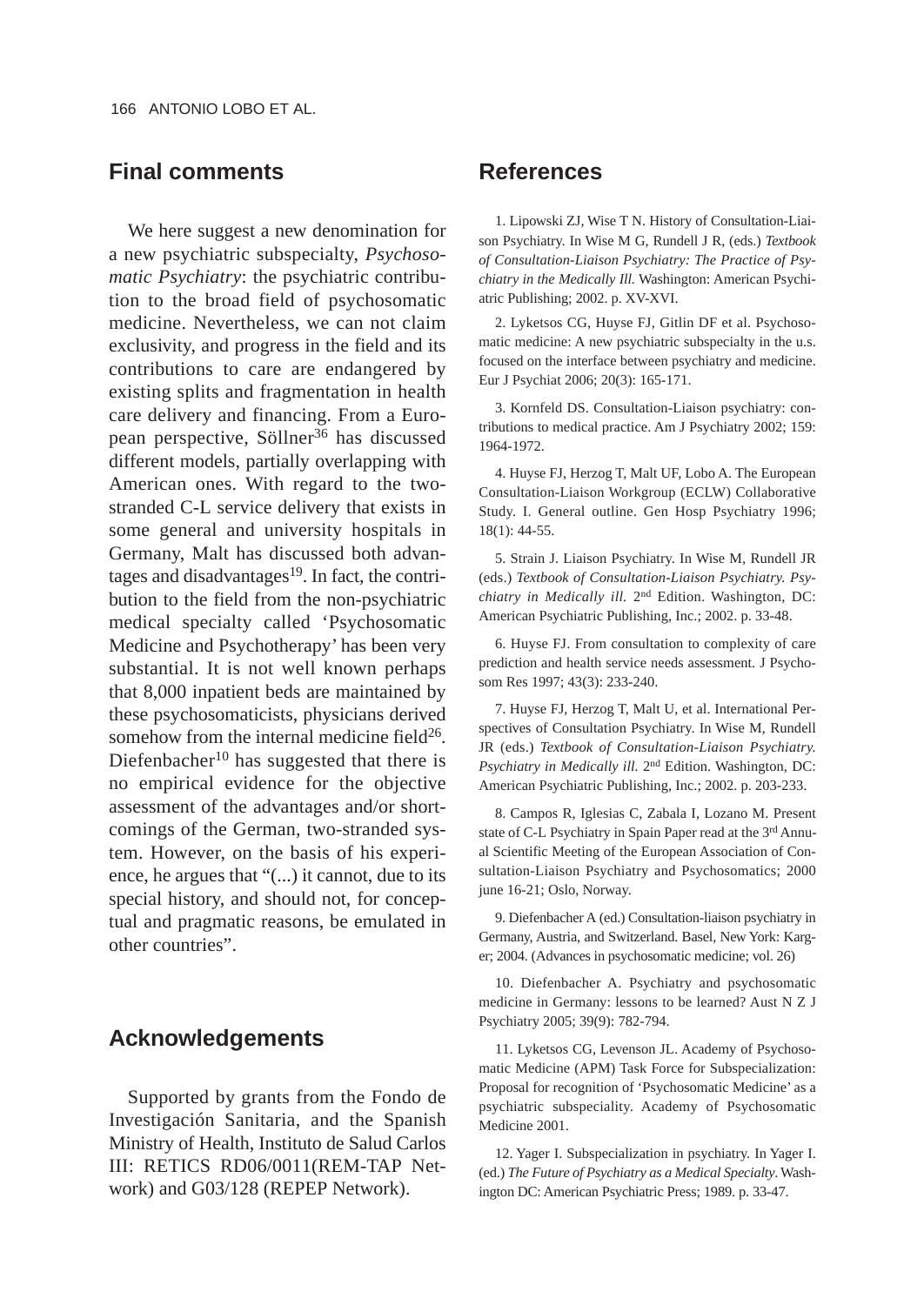## Final comments

We here suggest a new denomination for a new psychiatric subspecialty, *Psychosomatic Psychiatry*: the psychiatric contribution to the broad field of psychosomatic medicine. Nevertheless, we can not claim exclusivity, and progress in the field and its contributions to care are endangered by existing splits and fragmentation in health care delivery and financing. From a European perspective, Söllner[36] has discussed different models, partially overlapping with American ones. With regard to the two-stranded C-L service delivery that exists in some general and university hospitals in Germany, Malt has discussed both advantages and disadvantages[19]. In fact, the contribution to the field from the non-psychiatric medical specialty called 'Psychosomatic Medicine and Psychotherapy' has been very substantial. It is not well known perhaps that 8,000 inpatient beds are maintained by these psychosomaticists, physicians derived somehow from the internal medicine field[26]. Diefenbacher[10] has suggested that there is no empirical evidence for the objective assessment of the advantages and/or shortcomings of the German, two-stranded system. However, on the basis of his experience, he argues that "(...) it cannot, due to its special history, and should not, for conceptual and pragmatic reasons, be emulated in other countries".

## Acknowledgements

Supported by grants from the Fondo de Investigación Sanitaria, and the Spanish Ministry of Health, Instituto de Salud Carlos III: RETICS RD06/0011(REM-TAP Network) and G03/128 (REPEP Network).

## References

1. Lipowski ZJ, Wise T N. History of Consultation-Liaison Psychiatry. In Wise M G, Rundell J R, (eds.) *Textbook of Consultation-Liaison Psychiatry: The Practice of Psychiatry in the Medically Ill.* Washington: American Psychiatric Publishing; 2002. p. XV-XVI.

2. Lyketsos CG, Huyse FJ, Gitlin DF et al. Psychosomatic medicine: A new psychiatric subspecialty in the u.s. focused on the interface between psychiatry and medicine. Eur J Psychiat 2006; 20(3): 165-171.

3. Kornfeld DS. Consultation-Liaison psychiatry: contributions to medical practice. Am J Psychiatry 2002; 159: 1964-1972.

4. Huyse FJ, Herzog T, Malt UF, Lobo A. The European Consultation-Liaison Workgroup (ECLW) Collaborative Study. I. General outline. Gen Hosp Psychiatry 1996; 18(1): 44-55.

5. Strain J. Liaison Psychiatry. In Wise M, Rundell JR (eds.) *Textbook of Consultation-Liaison Psychiatry. Psychiatry in Medically ill.* 2nd Edition. Washington, DC: American Psychiatric Publishing, Inc.; 2002. p. 33-48.

6. Huyse FJ. From consultation to complexity of care prediction and health service needs assessment. J Psychosom Res 1997; 43(3): 233-240.

7. Huyse FJ, Herzog T, Malt U, et al. International Perspectives of Consultation Psychiatry. In Wise M, Rundell JR (eds.) *Textbook of Consultation-Liaison Psychiatry. Psychiatry in Medically ill.* 2nd Edition. Washington, DC: American Psychiatric Publishing, Inc.; 2002. p. 203-233.

8. Campos R, Iglesias C, Zabala I, Lozano M. Present state of C-L Psychiatry in Spain Paper read at the 3rd Annual Scientific Meeting of the European Association of Consultation-Liaison Psychiatry and Psychosomatics; 2000 june 16-21; Oslo, Norway.

9. Diefenbacher A (ed.) Consultation-liaison psychiatry in Germany, Austria, and Switzerland. Basel, New York: Karger; 2004. (Advances in psychosomatic medicine; vol. 26)

10. Diefenbacher A. Psychiatry and psychosomatic medicine in Germany: lessons to be learned? Aust N Z J Psychiatry 2005; 39(9): 782-794.

11. Lyketsos CG, Levenson JL. Academy of Psychosomatic Medicine (APM) Task Force for Subspecialization: Proposal for recognition of 'Psychosomatic Medicine' as a psychiatric subspeciality. Academy of Psychosomatic Medicine 2001.

12. Yager I. Subspecialization in psychiatry. In Yager I. (ed.) *The Future of Psychiatry as a Medical Specialty*. Washington DC: American Psychiatric Press; 1989. p. 33-47.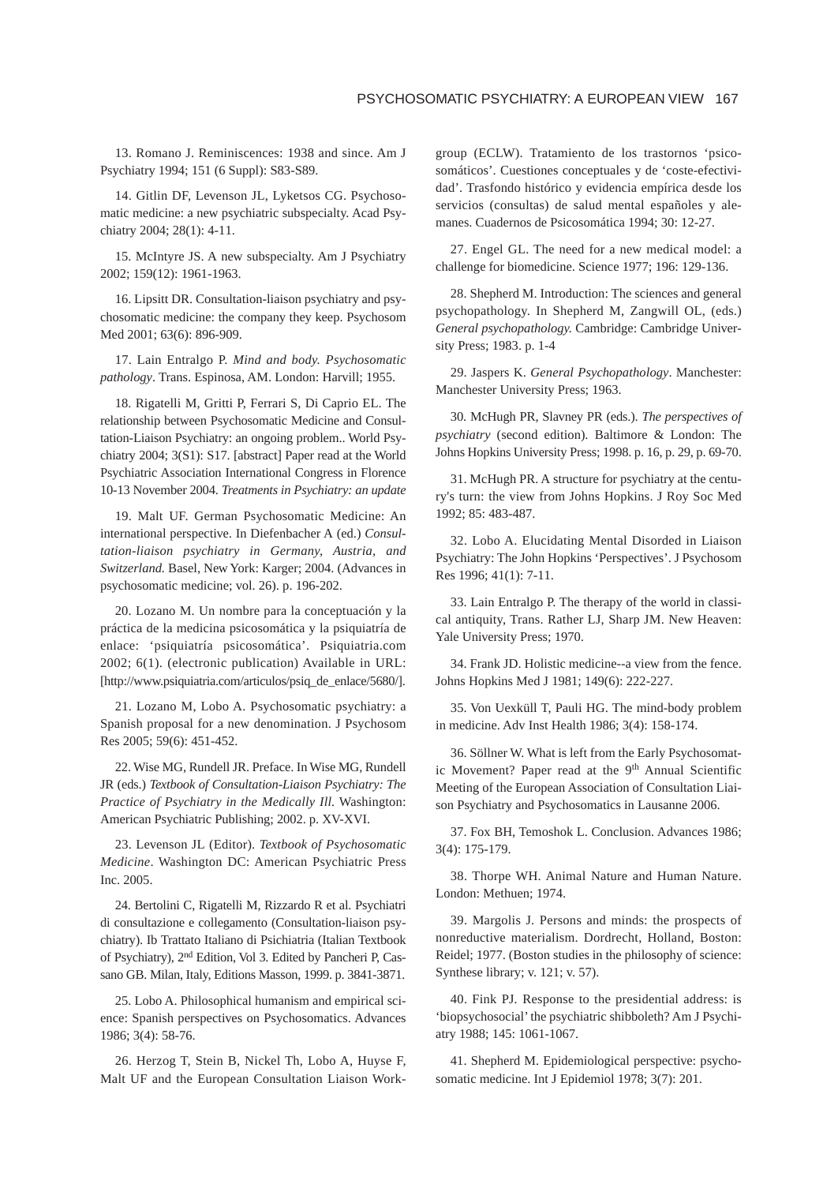13. Romano J. Reminiscences: 1938 and since. Am J Psychiatry 1994; 151 (6 Suppl): S83-S89.

14. Gitlin DF, Levenson JL, Lyketsos CG. Psychosomatic medicine: a new psychiatric subspecialty. Acad Psychiatry 2004; 28(1): 4-11.

15. McIntyre JS. A new subspecialty. Am J Psychiatry 2002; 159(12): 1961-1963.

16. Lipsitt DR. Consultation-liaison psychiatry and psychosomatic medicine: the company they keep. Psychosom Med 2001; 63(6): 896-909.

17. Lain Entralgo P. *Mind and body. Psychosomatic pathology*. Trans. Espinosa, AM. London: Harvill; 1955.

18. Rigatelli M, Gritti P, Ferrari S, Di Caprio EL. The relationship between Psychosomatic Medicine and Consultation-Liaison Psychiatry: an ongoing problem.. World Psychiatry 2004; 3(S1): S17. [abstract] Paper read at the World Psychiatric Association International Congress in Florence 10-13 November 2004. *Treatments in Psychiatry: an update*

19. Malt UF. German Psychosomatic Medicine: An international perspective. In Diefenbacher A (ed.) *Consultation-liaison psychiatry in Germany, Austria, and Switzerland.* Basel, New York: Karger; 2004. (Advances in psychosomatic medicine; vol. 26). p. 196-202.

20. Lozano M. Un nombre para la conceptuación y la práctica de la medicina psicosomática y la psiquiatría de enlace: 'psiquiatría psicosomática'. Psiquiatria.com 2002; 6(1). (electronic publication) Available in URL: [http://www.psiquiatria.com/articulos/psiq_de_enlace/5680/].

21. Lozano M, Lobo A. Psychosomatic psychiatry: a Spanish proposal for a new denomination. J Psychosom Res 2005; 59(6): 451-452.

22. Wise MG, Rundell JR. Preface. In Wise MG, Rundell JR (eds.) *Textbook of Consultation-Liaison Psychiatry: The Practice of Psychiatry in the Medically Ill.* Washington: American Psychiatric Publishing; 2002. p. XV-XVI.

23. Levenson JL (Editor). *Textbook of Psychosomatic Medicine*. Washington DC: American Psychiatric Press Inc. 2005.

24. Bertolini C, Rigatelli M, Rizzardo R et al. Psychiatri di consultazione e collegamento (Consultation-liaison psychiatry). Ib Trattato Italiano di Psichiatria (Italian Textbook of Psychiatry), 2nd Edition, Vol 3. Edited by Pancheri P, Cassano GB. Milan, Italy, Editions Masson, 1999. p. 3841-3871.

25. Lobo A. Philosophical humanism and empirical science: Spanish perspectives on Psychosomatics. Advances 1986; 3(4): 58-76.

26. Herzog T, Stein B, Nickel Th, Lobo A, Huyse F, Malt UF and the European Consultation Liaison Workgroup (ECLW). Tratamiento de los trastornos 'psicosomáticos'. Cuestiones conceptuales y de 'coste-efectividad'. Trasfondo histórico y evidencia empírica desde los servicios (consultas) de salud mental españoles y alemanes. Cuadernos de Psicosomática 1994; 30: 12-27.

27. Engel GL. The need for a new medical model: a challenge for biomedicine. Science 1977; 196: 129-136.

28. Shepherd M. Introduction: The sciences and general psychopathology. In Shepherd M, Zangwill OL, (eds.) *General psychopathology.* Cambridge: Cambridge University Press; 1983. p. 1-4

29. Jaspers K. *General Psychopathology*. Manchester: Manchester University Press; 1963.

30. McHugh PR, Slavney PR (eds.). *The perspectives of psychiatry* (second edition). Baltimore & London: The Johns Hopkins University Press; 1998. p. 16, p. 29, p. 69-70.

31. McHugh PR. A structure for psychiatry at the century's turn: the view from Johns Hopkins. J Roy Soc Med 1992; 85: 483-487.

32. Lobo A. Elucidating Mental Disorded in Liaison Psychiatry: The John Hopkins 'Perspectives'. J Psychosom Res 1996; 41(1): 7-11.

33. Lain Entralgo P. The therapy of the world in classical antiquity, Trans. Rather LJ, Sharp JM. New Heaven: Yale University Press; 1970.

34. Frank JD. Holistic medicine--a view from the fence. Johns Hopkins Med J 1981; 149(6): 222-227.

35. Von Uexküll T, Pauli HG. The mind-body problem in medicine. Adv Inst Health 1986; 3(4): 158-174.

36. Söllner W. What is left from the Early Psychosomatic Movement? Paper read at the 9th Annual Scientific Meeting of the European Association of Consultation Liaison Psychiatry and Psychosomatics in Lausanne 2006.

37. Fox BH, Temoshok L. Conclusion. Advances 1986; 3(4): 175-179.

38. Thorpe WH. Animal Nature and Human Nature. London: Methuen; 1974.

39. Margolis J. Persons and minds: the prospects of nonreductive materialism. Dordrecht, Holland, Boston: Reidel; 1977. (Boston studies in the philosophy of science: Synthese library; v. 121; v. 57).

40. Fink PJ. Response to the presidential address: is 'biopsychosocial' the psychiatric shibboleth? Am J Psychiatry 1988; 145: 1061-1067.

41. Shepherd M. Epidemiological perspective: psychosomatic medicine. Int J Epidemiol 1978; 3(7): 201.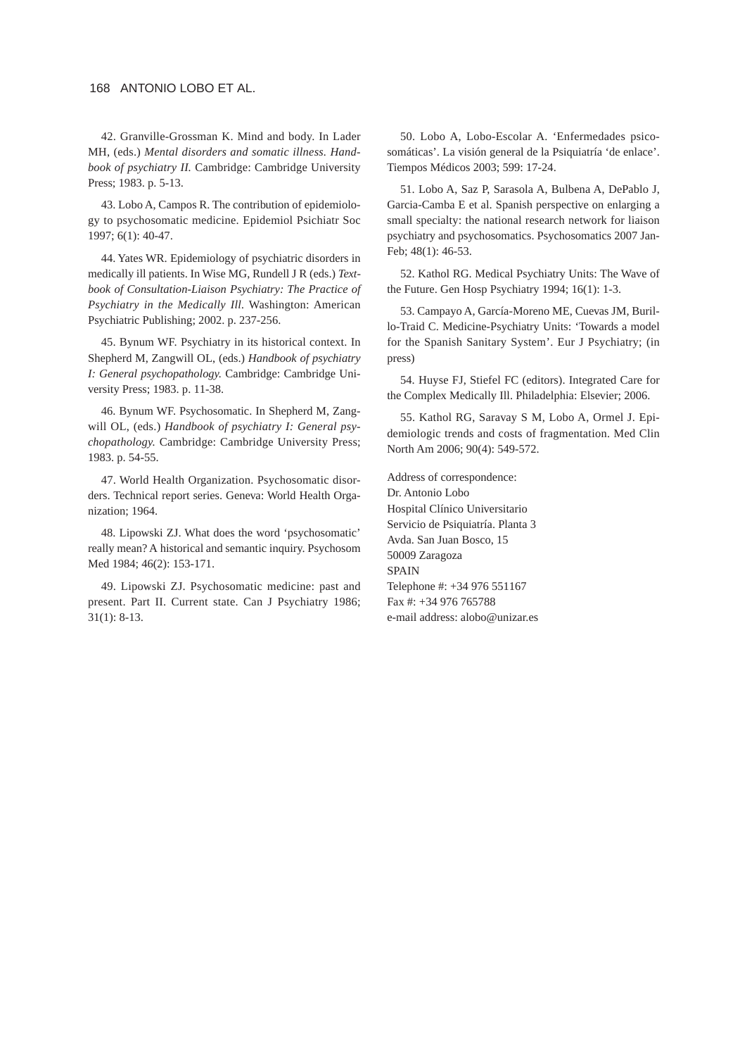42. Granville-Grossman K. Mind and body. In Lader MH, (eds.) *Mental disorders and somatic illness. Handbook of psychiatry II.* Cambridge: Cambridge University Press; 1983. p. 5-13.

43. Lobo A, Campos R. The contribution of epidemiology to psychosomatic medicine. Epidemiol Psichiatr Soc 1997; 6(1): 40-47.

44. Yates WR. Epidemiology of psychiatric disorders in medically ill patients. In Wise MG, Rundell J R (eds.) *Textbook of Consultation-Liaison Psychiatry: The Practice of Psychiatry in the Medically Ill.* Washington: American Psychiatric Publishing; 2002. p. 237-256.

45. Bynum WF. Psychiatry in its historical context. In Shepherd M, Zangwill OL, (eds.) *Handbook of psychiatry I: General psychopathology.* Cambridge: Cambridge University Press; 1983. p. 11-38.

46. Bynum WF. Psychosomatic. In Shepherd M, Zangwill OL, (eds.) *Handbook of psychiatry I: General psychopathology.* Cambridge: Cambridge University Press; 1983. p. 54-55.

47. World Health Organization. Psychosomatic disorders. Technical report series. Geneva: World Health Organization; 1964.

48. Lipowski ZJ. What does the word 'psychosomatic' really mean? A historical and semantic inquiry. Psychosom Med 1984; 46(2): 153-171.

49. Lipowski ZJ. Psychosomatic medicine: past and present. Part II. Current state. Can J Psychiatry 1986; 31(1): 8-13.

50. Lobo A, Lobo-Escolar A. 'Enfermedades psicosomáticas'. La visión general de la Psiquiatría 'de enlace'. Tiempos Médicos 2003; 599: 17-24.

51. Lobo A, Saz P, Sarasola A, Bulbena A, DePablo J, Garcia-Camba E et al. Spanish perspective on enlarging a small specialty: the national research network for liaison psychiatry and psychosomatics. Psychosomatics 2007 Jan-Feb; 48(1): 46-53.

52. Kathol RG. Medical Psychiatry Units: The Wave of the Future. Gen Hosp Psychiatry 1994; 16(1): 1-3.

53. Campayo A, García-Moreno ME, Cuevas JM, Burillo-Traid C. Medicine-Psychiatry Units: 'Towards a model for the Spanish Sanitary System'. Eur J Psychiatry; (in press)

54. Huyse FJ, Stiefel FC (editors). Integrated Care for the Complex Medically Ill. Philadelphia: Elsevier; 2006.

55. Kathol RG, Saravay S M, Lobo A, Ormel J. Epidemiologic trends and costs of fragmentation. Med Clin North Am 2006; 90(4): 549-572.

Address of correspondence:
Dr. Antonio Lobo
Hospital Clínico Universitario
Servicio de Psiquiatría. Planta 3
Avda. San Juan Bosco, 15
50009 Zaragoza
SPAIN
Telephone #: +34 976 551167
Fax #: +34 976 765788
e-mail address: alobo@unizar.es